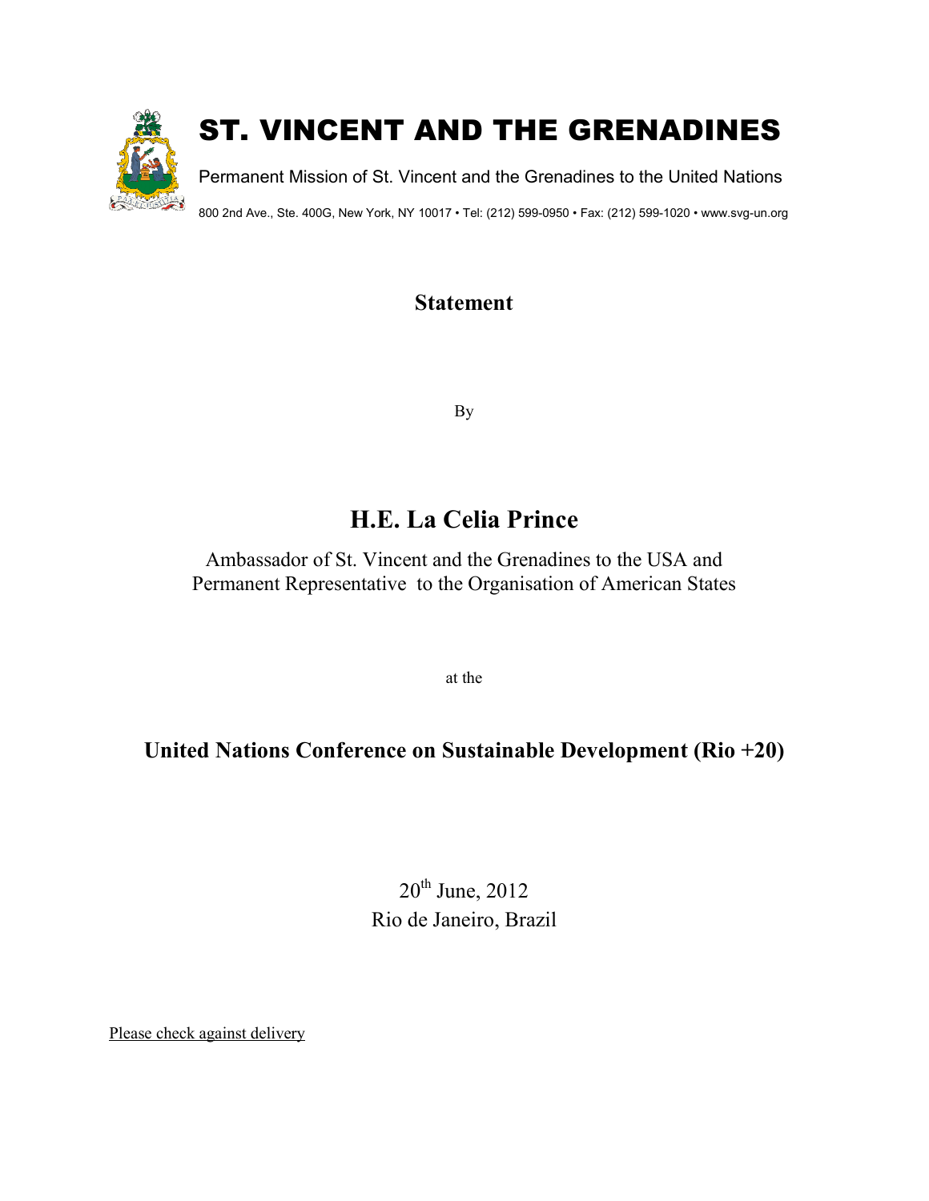# ST. VINCENT AND THE GRENADINES

Permanent Mission of St. Vincent and the Grenadines to the United Nations

800 2nd Ave., Ste. 400G, New York, NY 10017 • Tel: (212) 599-0950 • Fax: (212) 599-1020 • www.svg-un.org

## Statement

By

## H.E. La Celia Prince

Ambassador of St. Vincent and the Grenadines to the USA and Permanent Representative to the Organisation of American States

at the

## United Nations Conference on Sustainable Development (Rio +20)

20th June, 2012
Rio de Janeiro, Brazil

Please check against delivery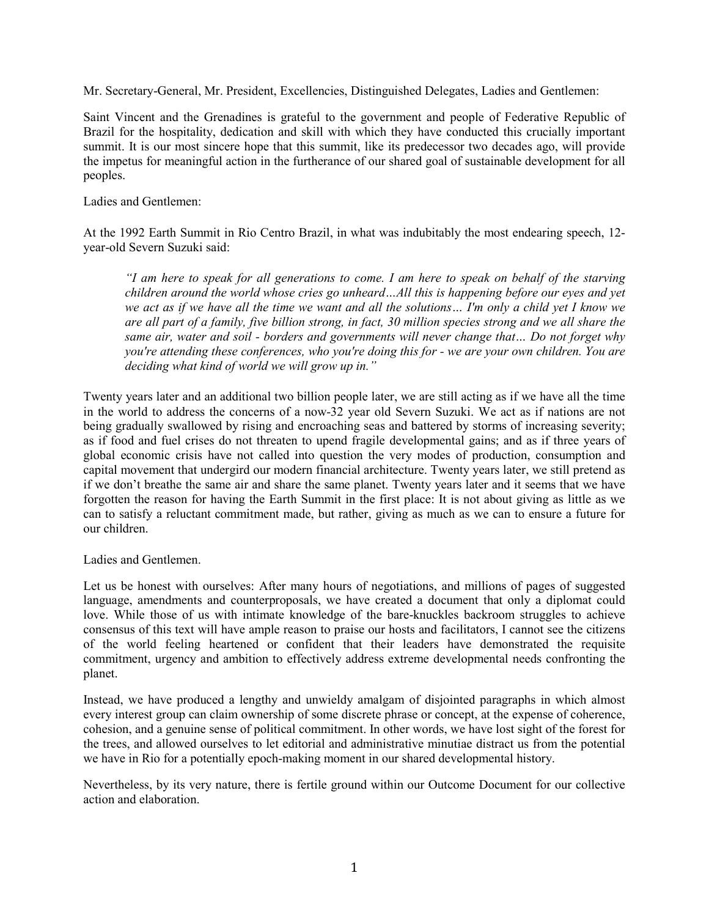Mr. Secretary-General, Mr. President, Excellencies, Distinguished Delegates, Ladies and Gentlemen:

Saint Vincent and the Grenadines is grateful to the government and people of Federative Republic of Brazil for the hospitality, dedication and skill with which they have conducted this crucially important summit. It is our most sincere hope that this summit, like its predecessor two decades ago, will provide the impetus for meaningful action in the furtherance of our shared goal of sustainable development for all peoples.

Ladies and Gentlemen:

At the 1992 Earth Summit in Rio Centro Brazil, in what was indubitably the most endearing speech, 12-year-old Severn Suzuki said:

> *"I am here to speak for all generations to come. I am here to speak on behalf of the starving children around the world whose cries go unheard…All this is happening before our eyes and yet we act as if we have all the time we want and all the solutions… I'm only a child yet I know we are all part of a family, five billion strong, in fact, 30 million species strong and we all share the same air, water and soil - borders and governments will never change that… Do not forget why you're attending these conferences, who you're doing this for - we are your own children. You are deciding what kind of world we will grow up in."*

Twenty years later and an additional two billion people later, we are still acting as if we have all the time in the world to address the concerns of a now-32 year old Severn Suzuki. We act as if nations are not being gradually swallowed by rising and encroaching seas and battered by storms of increasing severity; as if food and fuel crises do not threaten to upend fragile developmental gains; and as if three years of global economic crisis have not called into question the very modes of production, consumption and capital movement that undergird our modern financial architecture. Twenty years later, we still pretend as if we don't breathe the same air and share the same planet. Twenty years later and it seems that we have forgotten the reason for having the Earth Summit in the first place: It is not about giving as little as we can to satisfy a reluctant commitment made, but rather, giving as much as we can to ensure a future for our children.

Ladies and Gentlemen.

Let us be honest with ourselves: After many hours of negotiations, and millions of pages of suggested language, amendments and counterproposals, we have created a document that only a diplomat could love. While those of us with intimate knowledge of the bare-knuckles backroom struggles to achieve consensus of this text will have ample reason to praise our hosts and facilitators, I cannot see the citizens of the world feeling heartened or confident that their leaders have demonstrated the requisite commitment, urgency and ambition to effectively address extreme developmental needs confronting the planet.

Instead, we have produced a lengthy and unwieldy amalgam of disjointed paragraphs in which almost every interest group can claim ownership of some discrete phrase or concept, at the expense of coherence, cohesion, and a genuine sense of political commitment. In other words, we have lost sight of the forest for the trees, and allowed ourselves to let editorial and administrative minutiae distract us from the potential we have in Rio for a potentially epoch-making moment in our shared developmental history.

Nevertheless, by its very nature, there is fertile ground within our Outcome Document for our collective action and elaboration.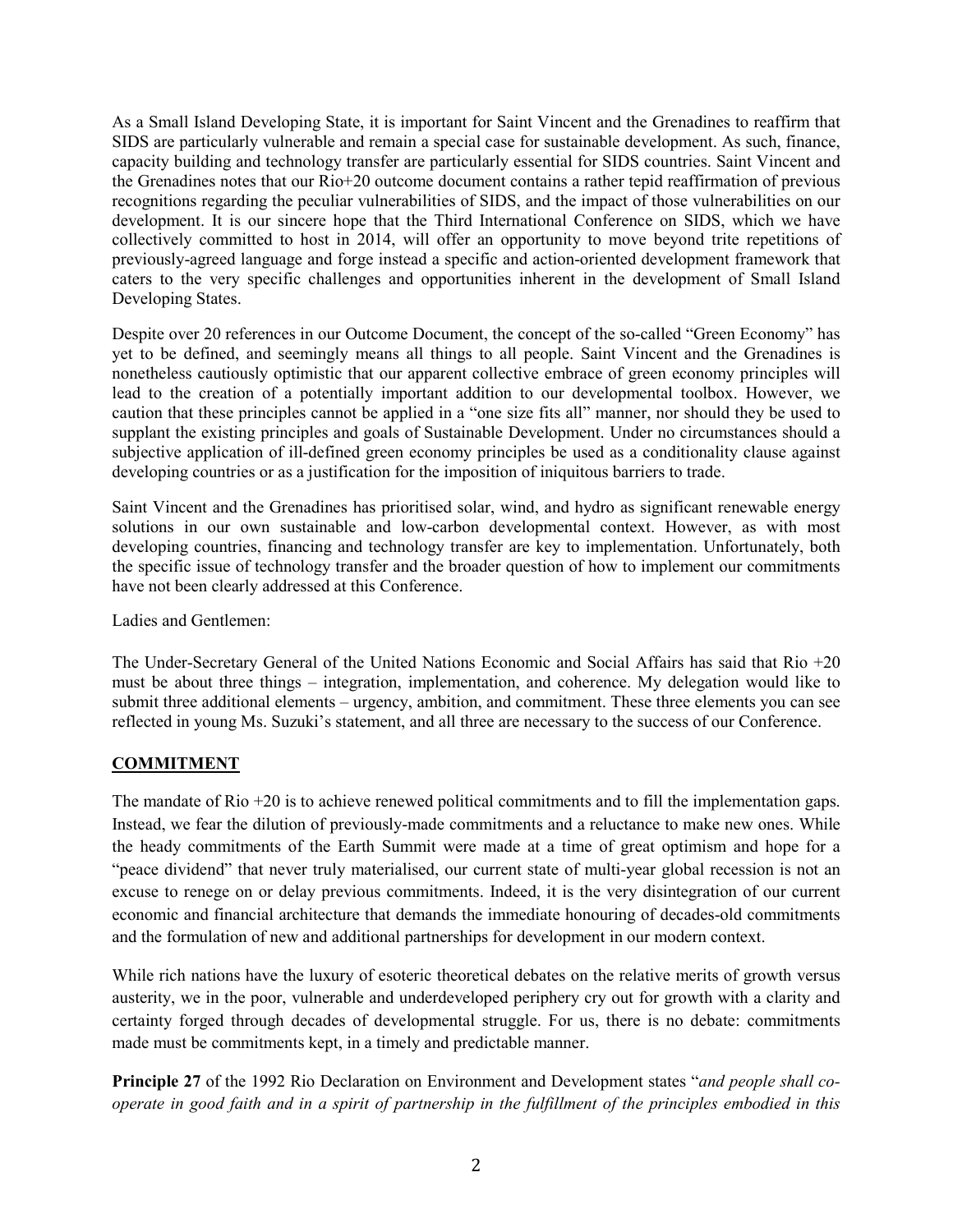As a Small Island Developing State, it is important for Saint Vincent and the Grenadines to reaffirm that SIDS are particularly vulnerable and remain a special case for sustainable development. As such, finance, capacity building and technology transfer are particularly essential for SIDS countries. Saint Vincent and the Grenadines notes that our Rio+20 outcome document contains a rather tepid reaffirmation of previous recognitions regarding the peculiar vulnerabilities of SIDS, and the impact of those vulnerabilities on our development. It is our sincere hope that the Third International Conference on SIDS, which we have collectively committed to host in 2014, will offer an opportunity to move beyond trite repetitions of previously-agreed language and forge instead a specific and action-oriented development framework that caters to the very specific challenges and opportunities inherent in the development of Small Island Developing States.

Despite over 20 references in our Outcome Document, the concept of the so-called "Green Economy" has yet to be defined, and seemingly means all things to all people. Saint Vincent and the Grenadines is nonetheless cautiously optimistic that our apparent collective embrace of green economy principles will lead to the creation of a potentially important addition to our developmental toolbox. However, we caution that these principles cannot be applied in a "one size fits all" manner, nor should they be used to supplant the existing principles and goals of Sustainable Development. Under no circumstances should a subjective application of ill-defined green economy principles be used as a conditionality clause against developing countries or as a justification for the imposition of iniquitous barriers to trade.

Saint Vincent and the Grenadines has prioritised solar, wind, and hydro as significant renewable energy solutions in our own sustainable and low-carbon developmental context. However, as with most developing countries, financing and technology transfer are key to implementation. Unfortunately, both the specific issue of technology transfer and the broader question of how to implement our commitments have not been clearly addressed at this Conference.

Ladies and Gentlemen:

The Under-Secretary General of the United Nations Economic and Social Affairs has said that Rio +20 must be about three things – integration, implementation, and coherence. My delegation would like to submit three additional elements – urgency, ambition, and commitment. These three elements you can see reflected in young Ms. Suzuki's statement, and all three are necessary to the success of our Conference.

## COMMITMENT

The mandate of Rio +20 is to achieve renewed political commitments and to fill the implementation gaps. Instead, we fear the dilution of previously-made commitments and a reluctance to make new ones. While the heady commitments of the Earth Summit were made at a time of great optimism and hope for a "peace dividend" that never truly materialised, our current state of multi-year global recession is not an excuse to renege on or delay previous commitments. Indeed, it is the very disintegration of our current economic and financial architecture that demands the immediate honouring of decades-old commitments and the formulation of new and additional partnerships for development in our modern context.

While rich nations have the luxury of esoteric theoretical debates on the relative merits of growth versus austerity, we in the poor, vulnerable and underdeveloped periphery cry out for growth with a clarity and certainty forged through decades of developmental struggle. For us, there is no debate: commitments made must be commitments kept, in a timely and predictable manner.

**Principle 27** of the 1992 Rio Declaration on Environment and Development states "*and people shall co-operate in good faith and in a spirit of partnership in the fulfillment of the principles embodied in this*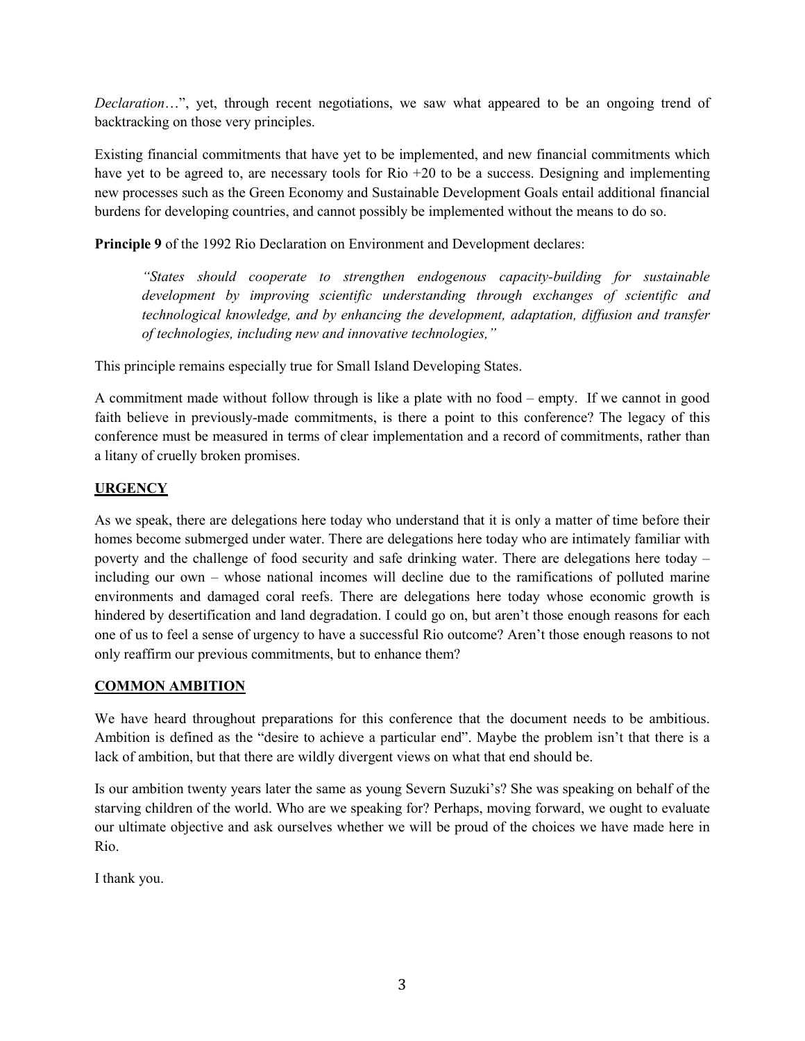*Declaration*…", yet, through recent negotiations, we saw what appeared to be an ongoing trend of backtracking on those very principles.

Existing financial commitments that have yet to be implemented, and new financial commitments which have yet to be agreed to, are necessary tools for Rio +20 to be a success. Designing and implementing new processes such as the Green Economy and Sustainable Development Goals entail additional financial burdens for developing countries, and cannot possibly be implemented without the means to do so.

**Principle 9** of the 1992 Rio Declaration on Environment and Development declares:

> *"States should cooperate to strengthen endogenous capacity-building for sustainable development by improving scientific understanding through exchanges of scientific and technological knowledge, and by enhancing the development, adaptation, diffusion and transfer of technologies, including new and innovative technologies,"*

This principle remains especially true for Small Island Developing States.

A commitment made without follow through is like a plate with no food – empty. If we cannot in good faith believe in previously-made commitments, is there a point to this conference? The legacy of this conference must be measured in terms of clear implementation and a record of commitments, rather than a litany of cruelly broken promises.

## URGENCY

As we speak, there are delegations here today who understand that it is only a matter of time before their homes become submerged under water. There are delegations here today who are intimately familiar with poverty and the challenge of food security and safe drinking water. There are delegations here today – including our own – whose national incomes will decline due to the ramifications of polluted marine environments and damaged coral reefs. There are delegations here today whose economic growth is hindered by desertification and land degradation. I could go on, but aren't those enough reasons for each one of us to feel a sense of urgency to have a successful Rio outcome? Aren't those enough reasons to not only reaffirm our previous commitments, but to enhance them?

## COMMON AMBITION

We have heard throughout preparations for this conference that the document needs to be ambitious. Ambition is defined as the "desire to achieve a particular end". Maybe the problem isn't that there is a lack of ambition, but that there are wildly divergent views on what that end should be.

Is our ambition twenty years later the same as young Severn Suzuki's? She was speaking on behalf of the starving children of the world. Who are we speaking for? Perhaps, moving forward, we ought to evaluate our ultimate objective and ask ourselves whether we will be proud of the choices we have made here in Rio.

I thank you.